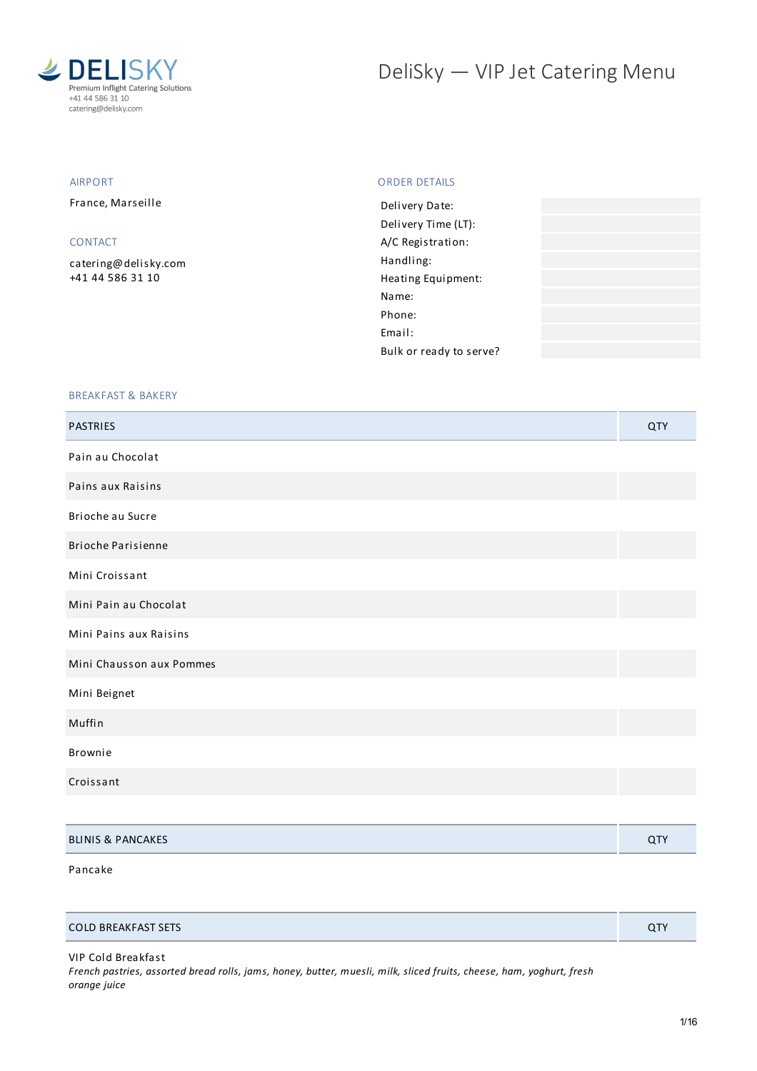DELISKY
Premium Inflight Catering Solutions
+41 44 586 31 10
catering@delisky.com

# DeliSky — VIP Jet Catering Menu

## AIRPORT

France, Marseille

## CONTACT

catering@delisky.com
+41 44 586 31 10

## ORDER DETAILS

| | |
|---|---|
| Delivery Date: | |
| Delivery Time (LT): | |
| A/C Registration: | |
| Handling: | |
| Heating Equipment: | |
| Name: | |
| Phone: | |
| Email: | |
| Bulk or ready to serve? | |

## BREAKFAST & BAKERY

| PASTRIES | QTY |
|---|---|
| Pain au Chocolat | |
| Pains aux Raisins | |
| Brioche au Sucre | |
| Brioche Parisienne | |
| Mini Croissant | |
| Mini Pain au Chocolat | |
| Mini Pains aux Raisins | |
| Mini Chausson aux Pommes | |
| Mini Beignet | |
| Muffin | |
| Brownie | |
| Croissant | |

| BLINIS & PANCAKES | QTY |
|---|---|
| Pancake | |

| COLD BREAKFAST SETS | QTY |
|---|---|
| VIP Cold Breakfast<br>*French pastries, assorted bread rolls, jams, honey, butter, muesli, milk, sliced fruits, cheese, ham, yoghurt, fresh orange juice* | |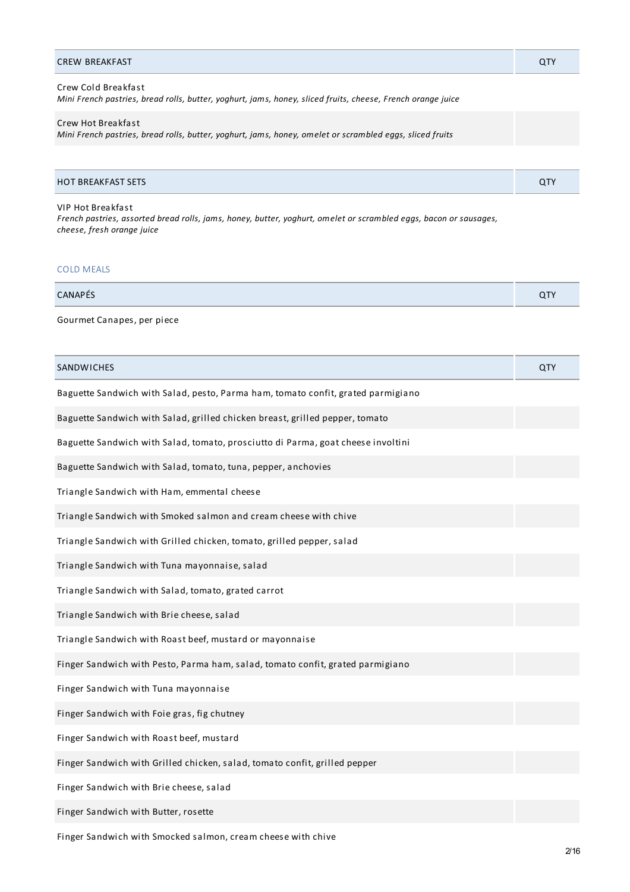| CREW BREAKFAST | QTY |
|---|---|
| Crew Cold Breakfast<br>*Mini French pastries, bread rolls, butter, yoghurt, jams, honey, sliced fruits, cheese, French orange juice* | |
| Crew Hot Breakfast<br>*Mini French pastries, bread rolls, butter, yoghurt, jams, honey, omelet or scrambled eggs, sliced fruits* | |

| HOT BREAKFAST SETS | QTY |
|---|---|
| VIP Hot Breakfast<br>*French pastries, assorted bread rolls, jams, honey, butter, yoghurt, omelet or scrambled eggs, bacon or sausages, cheese, fresh orange juice* | |

## COLD MEALS

| CANAPÉS | QTY |
|---|---|
| Gourmet Canapes, per piece | |

| SANDWICHES | QTY |
|---|---|
| Baguette Sandwich with Salad, pesto, Parma ham, tomato confit, grated parmigiano | |
| Baguette Sandwich with Salad, grilled chicken breast, grilled pepper, tomato | |
| Baguette Sandwich with Salad, tomato, prosciutto di Parma, goat cheese involtini | |
| Baguette Sandwich with Salad, tomato, tuna, pepper, anchovies | |
| Triangle Sandwich with Ham, emmental cheese | |
| Triangle Sandwich with Smoked salmon and cream cheese with chive | |
| Triangle Sandwich with Grilled chicken, tomato, grilled pepper, salad | |
| Triangle Sandwich with Tuna mayonnaise, salad | |
| Triangle Sandwich with Salad, tomato, grated carrot | |
| Triangle Sandwich with Brie cheese, salad | |
| Triangle Sandwich with Roast beef, mustard or mayonnaise | |
| Finger Sandwich with Pesto, Parma ham, salad, tomato confit, grated parmigiano | |
| Finger Sandwich with Tuna mayonnaise | |
| Finger Sandwich with Foie gras, fig chutney | |
| Finger Sandwich with Roast beef, mustard | |
| Finger Sandwich with Grilled chicken, salad, tomato confit, grilled pepper | |
| Finger Sandwich with Brie cheese, salad | |
| Finger Sandwich with Butter, rosette | |
| Finger Sandwich with Smocked salmon, cream cheese with chive | |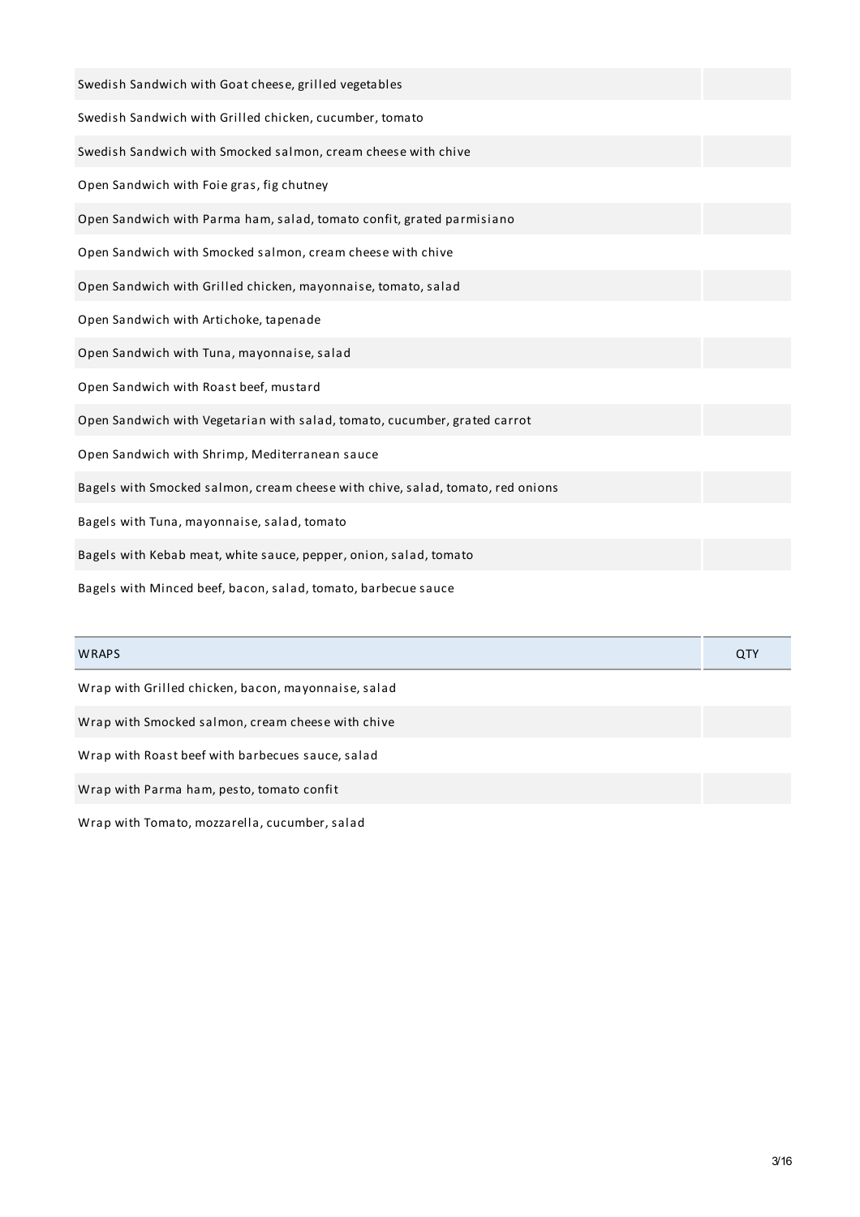| | |
|---|---|
| Swedish Sandwich with Goat cheese, grilled vegetables | |
| Swedish Sandwich with Grilled chicken, cucumber, tomato | |
| Swedish Sandwich with Smocked salmon, cream cheese with chive | |
| Open Sandwich with Foie gras, fig chutney | |
| Open Sandwich with Parma ham, salad, tomato confit, grated parmisiano | |
| Open Sandwich with Smocked salmon, cream cheese with chive | |
| Open Sandwich with Grilled chicken, mayonnaise, tomato, salad | |
| Open Sandwich with Artichoke, tapenade | |
| Open Sandwich with Tuna, mayonnaise, salad | |
| Open Sandwich with Roast beef, mustard | |
| Open Sandwich with Vegetarian with salad, tomato, cucumber, grated carrot | |
| Open Sandwich with Shrimp, Mediterranean sauce | |
| Bagels with Smocked salmon, cream cheese with chive, salad, tomato, red onions | |
| Bagels with Tuna, mayonnaise, salad, tomato | |
| Bagels with Kebab meat, white sauce, pepper, onion, salad, tomato | |
| Bagels with Minced beef, bacon, salad, tomato, barbecue sauce | |

| WRAPS | QTY |
|---|---|
| Wrap with Grilled chicken, bacon, mayonnaise, salad | |
| Wrap with Smocked salmon, cream cheese with chive | |
| Wrap with Roast beef with barbecues sauce, salad | |
| Wrap with Parma ham, pesto, tomato confit | |
| Wrap with Tomato, mozzarella, cucumber, salad | |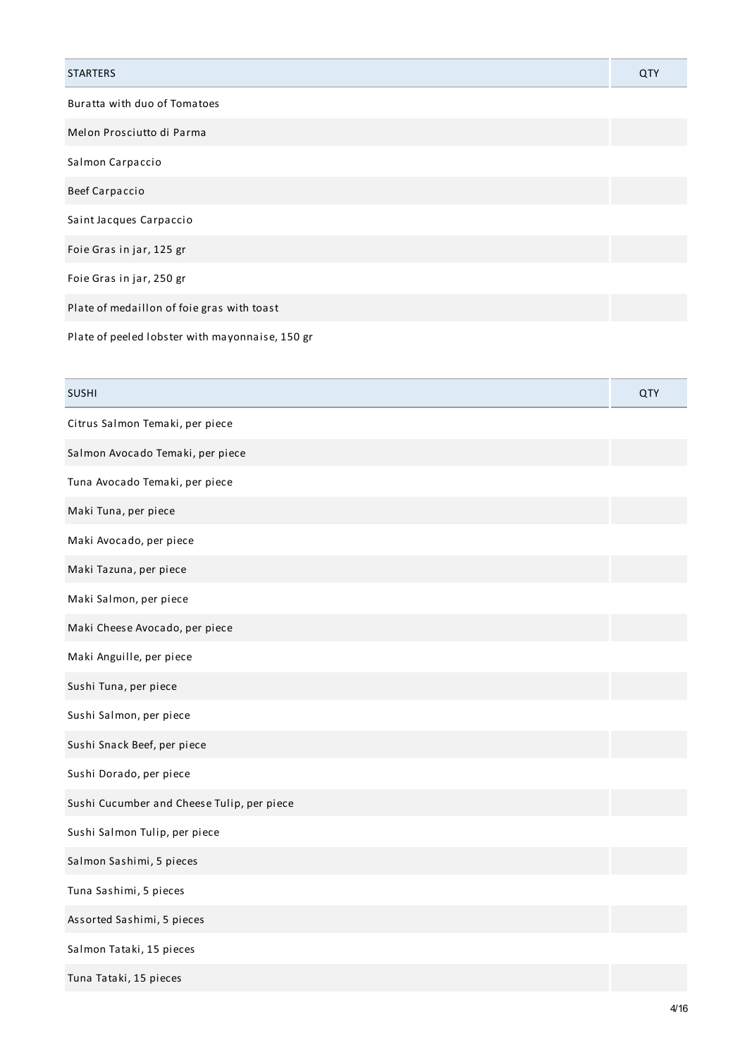| STARTERS | QTY |
| --- | --- |
| Buratta with duo of Tomatoes | |
| Melon Prosciutto di Parma | |
| Salmon Carpaccio | |
| Beef Carpaccio | |
| Saint Jacques Carpaccio | |
| Foie Gras in jar, 125 gr | |
| Foie Gras in jar, 250 gr | |
| Plate of medaillon of foie gras with toast | |
| Plate of peeled lobster with mayonnaise, 150 gr | |

| SUSHI | QTY |
| --- | --- |
| Citrus Salmon Temaki, per piece | |
| Salmon Avocado Temaki, per piece | |
| Tuna Avocado Temaki, per piece | |
| Maki Tuna, per piece | |
| Maki Avocado, per piece | |
| Maki Tazuna, per piece | |
| Maki Salmon, per piece | |
| Maki Cheese Avocado, per piece | |
| Maki Anguille, per piece | |
| Sushi Tuna, per piece | |
| Sushi Salmon, per piece | |
| Sushi Snack Beef, per piece | |
| Sushi Dorado, per piece | |
| Sushi Cucumber and Cheese Tulip, per piece | |
| Sushi Salmon Tulip, per piece | |
| Salmon Sashimi, 5 pieces | |
| Tuna Sashimi, 5 pieces | |
| Assorted Sashimi, 5 pieces | |
| Salmon Tataki, 15 pieces | |
| Tuna Tataki, 15 pieces | |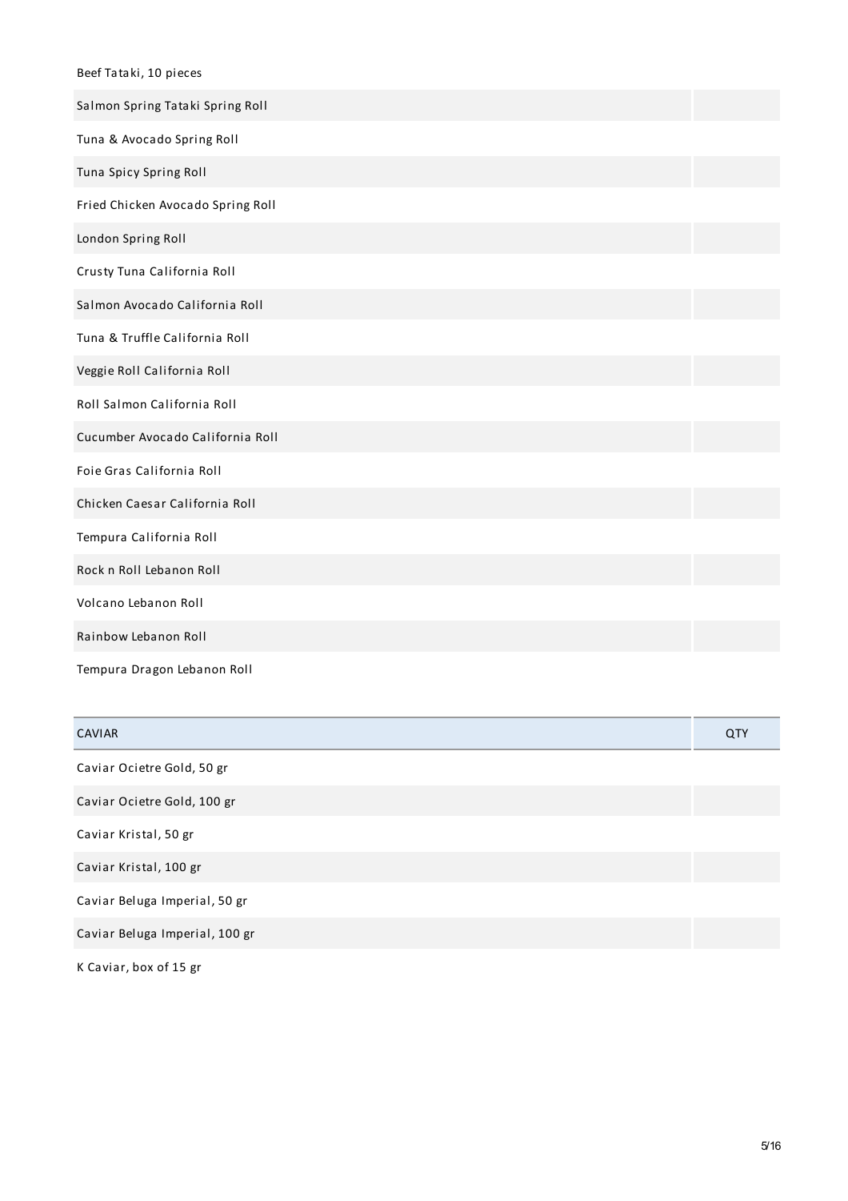| | |
|---|---|
| Beef Tataki, 10 pieces | |
| Salmon Spring Tataki Spring Roll | |
| Tuna & Avocado Spring Roll | |
| Tuna Spicy Spring Roll | |
| Fried Chicken Avocado Spring Roll | |
| London Spring Roll | |
| Crusty Tuna California Roll | |
| Salmon Avocado California Roll | |
| Tuna & Truffle California Roll | |
| Veggie Roll California Roll | |
| Roll Salmon California Roll | |
| Cucumber Avocado California Roll | |
| Foie Gras California Roll | |
| Chicken Caesar California Roll | |
| Tempura California Roll | |
| Rock n Roll Lebanon Roll | |
| Volcano Lebanon Roll | |
| Rainbow Lebanon Roll | |
| Tempura Dragon Lebanon Roll | |

| CAVIAR | QTY |
|---|---|
| Caviar Ocietre Gold, 50 gr | |
| Caviar Ocietre Gold, 100 gr | |
| Caviar Kristal, 50 gr | |
| Caviar Kristal, 100 gr | |
| Caviar Beluga Imperial, 50 gr | |
| Caviar Beluga Imperial, 100 gr | |
| K Caviar, box of 15 gr | |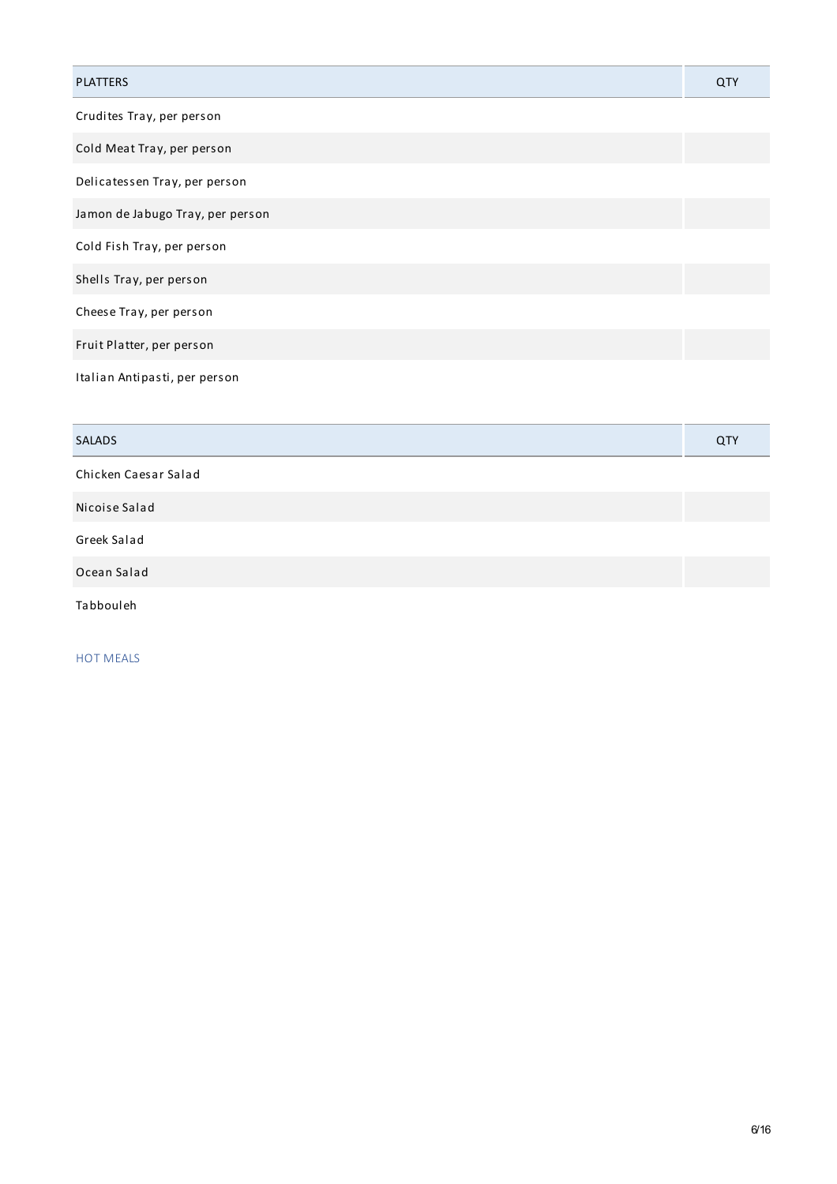| PLATTERS | QTY |
| --- | --- |
| Crudites Tray, per person | |
| Cold Meat Tray, per person | |
| Delicatessen Tray, per person | |
| Jamon de Jabugo Tray, per person | |
| Cold Fish Tray, per person | |
| Shells Tray, per person | |
| Cheese Tray, per person | |
| Fruit Platter, per person | |
| Italian Antipasti, per person | |

| SALADS | QTY |
| --- | --- |
| Chicken Caesar Salad | |
| Nicoise Salad | |
| Greek Salad | |
| Ocean Salad | |
| Tabbouleh | |

HOT MEALS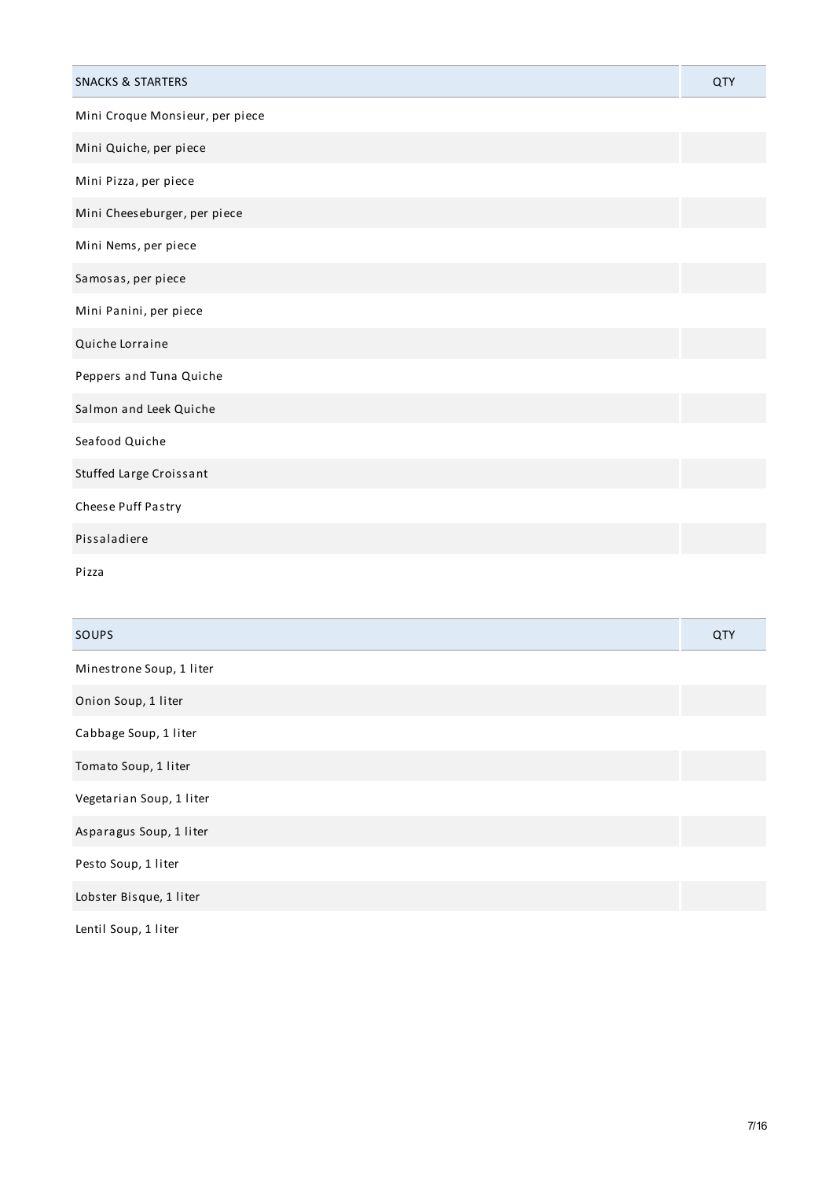| SNACKS & STARTERS | QTY |
| --- | --- |
| Mini Croque Monsieur, per piece | |
| Mini Quiche, per piece | |
| Mini Pizza, per piece | |
| Mini Cheeseburger, per piece | |
| Mini Nems, per piece | |
| Samosas, per piece | |
| Mini Panini, per piece | |
| Quiche Lorraine | |
| Peppers and Tuna Quiche | |
| Salmon and Leek Quiche | |
| Seafood Quiche | |
| Stuffed Large Croissant | |
| Cheese Puff Pastry | |
| Pissaladiere | |
| Pizza | |

| SOUPS | QTY |
| --- | --- |
| Minestrone Soup, 1 liter | |
| Onion Soup, 1 liter | |
| Cabbage Soup, 1 liter | |
| Tomato Soup, 1 liter | |
| Vegetarian Soup, 1 liter | |
| Asparagus Soup, 1 liter | |
| Pesto Soup, 1 liter | |
| Lobster Bisque, 1 liter | |
| Lentil Soup, 1 liter | |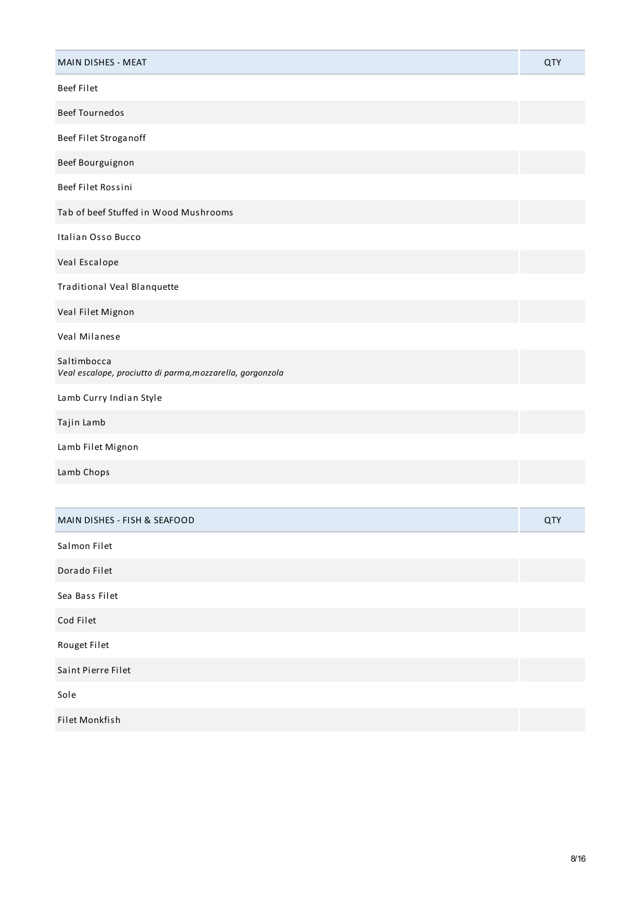| MAIN DISHES - MEAT | QTY |
| --- | --- |
| Beef Filet | |
| Beef Tournedos | |
| Beef Filet Stroganoff | |
| Beef Bourguignon | |
| Beef Filet Rossini | |
| Tab of beef Stuffed in Wood Mushrooms | |
| Italian Osso Bucco | |
| Veal Escalope | |
| Traditional Veal Blanquette | |
| Veal Filet Mignon | |
| Veal Milanese | |
| Saltimbocca<br>*Veal escalope, prociutto di parma,mozzarella, gorgonzola* | |
| Lamb Curry Indian Style | |
| Tajin Lamb | |
| Lamb Filet Mignon | |
| Lamb Chops | |

| MAIN DISHES - FISH & SEAFOOD | QTY |
| --- | --- |
| Salmon Filet | |
| Dorado Filet | |
| Sea Bass Filet | |
| Cod Filet | |
| Rouget Filet | |
| Saint Pierre Filet | |
| Sole | |
| Filet Monkfish | |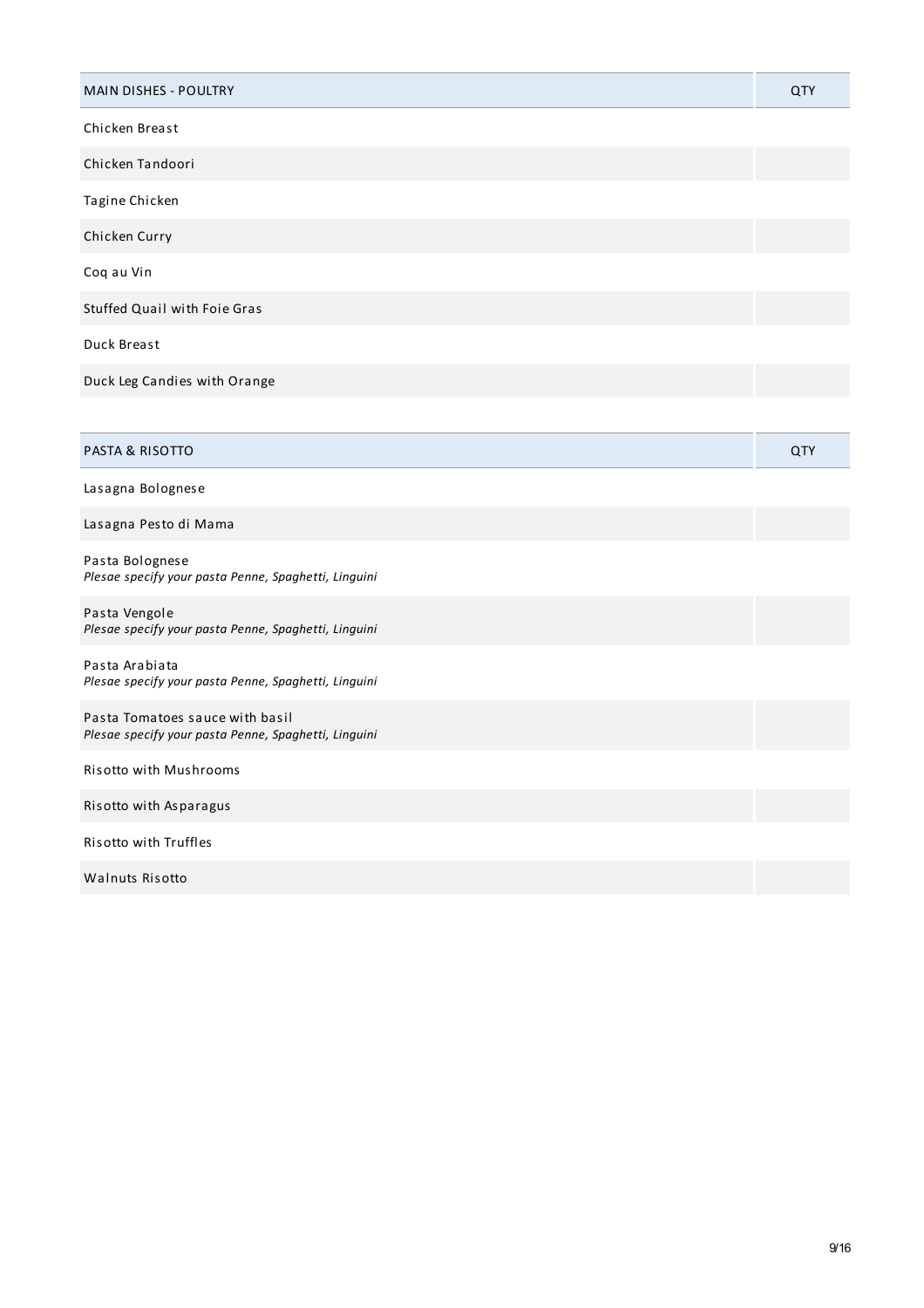| MAIN DISHES - POULTRY | QTY |
| --- | --- |
| Chicken Breast | |
| Chicken Tandoori | |
| Tagine Chicken | |
| Chicken Curry | |
| Coq au Vin | |
| Stuffed Quail with Foie Gras | |
| Duck Breast | |
| Duck Leg Candies with Orange | |

| PASTA & RISOTTO | QTY |
| --- | --- |
| Lasagna Bolognese | |
| Lasagna Pesto di Mama | |
| Pasta Bolognese<br>*Plesae specify your pasta Penne, Spaghetti, Linguini* | |
| Pasta Vengole<br>*Plesae specify your pasta Penne, Spaghetti, Linguini* | |
| Pasta Arabiata<br>*Plesae specify your pasta Penne, Spaghetti, Linguini* | |
| Pasta Tomatoes sauce with basil<br>*Plesae specify your pasta Penne, Spaghetti, Linguini* | |
| Risotto with Mushrooms | |
| Risotto with Asparagus | |
| Risotto with Truffles | |
| Walnuts Risotto | |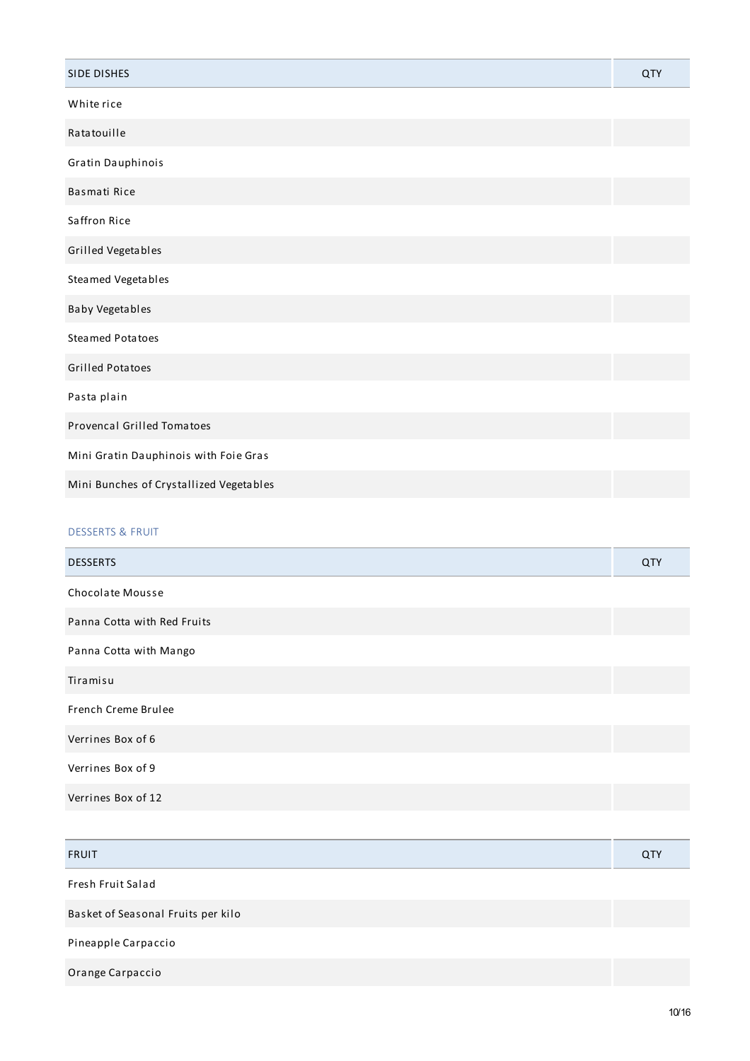| SIDE DISHES | QTY |
| --- | --- |
| White rice | |
| Ratatouille | |
| Gratin Dauphinois | |
| Basmati Rice | |
| Saffron Rice | |
| Grilled Vegetables | |
| Steamed Vegetables | |
| Baby Vegetables | |
| Steamed Potatoes | |
| Grilled Potatoes | |
| Pasta plain | |
| Provencal Grilled Tomatoes | |
| Mini Gratin Dauphinois with Foie Gras | |
| Mini Bunches of Crystallized Vegetables | |

## DESSERTS & FRUIT

| DESSERTS | QTY |
| --- | --- |
| Chocolate Mousse | |
| Panna Cotta with Red Fruits | |
| Panna Cotta with Mango | |
| Tiramisu | |
| French Creme Brulee | |
| Verrines Box of 6 | |
| Verrines Box of 9 | |
| Verrines Box of 12 | |

| FRUIT | QTY |
| --- | --- |
| Fresh Fruit Salad | |
| Basket of Seasonal Fruits per kilo | |
| Pineapple Carpaccio | |
| Orange Carpaccio | |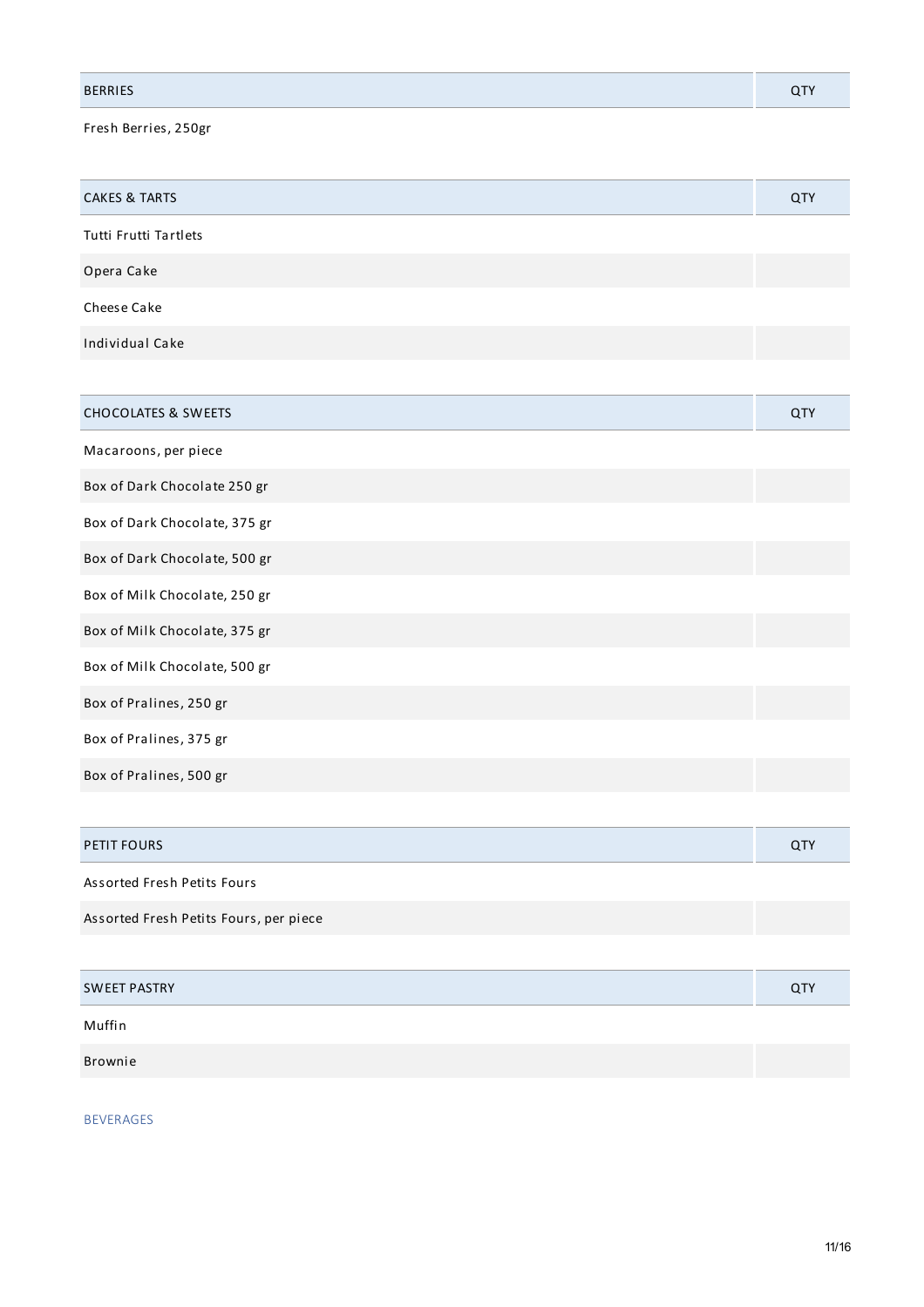| BERRIES | QTY |
| --- | --- |
| Fresh Berries, 250gr | |

| CAKES & TARTS | QTY |
| --- | --- |
| Tutti Frutti Tartlets | |
| Opera Cake | |
| Cheese Cake | |
| Individual Cake | |

| CHOCOLATES & SWEETS | QTY |
| --- | --- |
| Macaroons, per piece | |
| Box of Dark Chocolate 250 gr | |
| Box of Dark Chocolate, 375 gr | |
| Box of Dark Chocolate, 500 gr | |
| Box of Milk Chocolate, 250 gr | |
| Box of Milk Chocolate, 375 gr | |
| Box of Milk Chocolate, 500 gr | |
| Box of Pralines, 250 gr | |
| Box of Pralines, 375 gr | |
| Box of Pralines, 500 gr | |

| PETIT FOURS | QTY |
| --- | --- |
| Assorted Fresh Petits Fours | |
| Assorted Fresh Petits Fours, per piece | |

| SWEET PASTRY | QTY |
| --- | --- |
| Muffin | |
| Brownie | |

BEVERAGES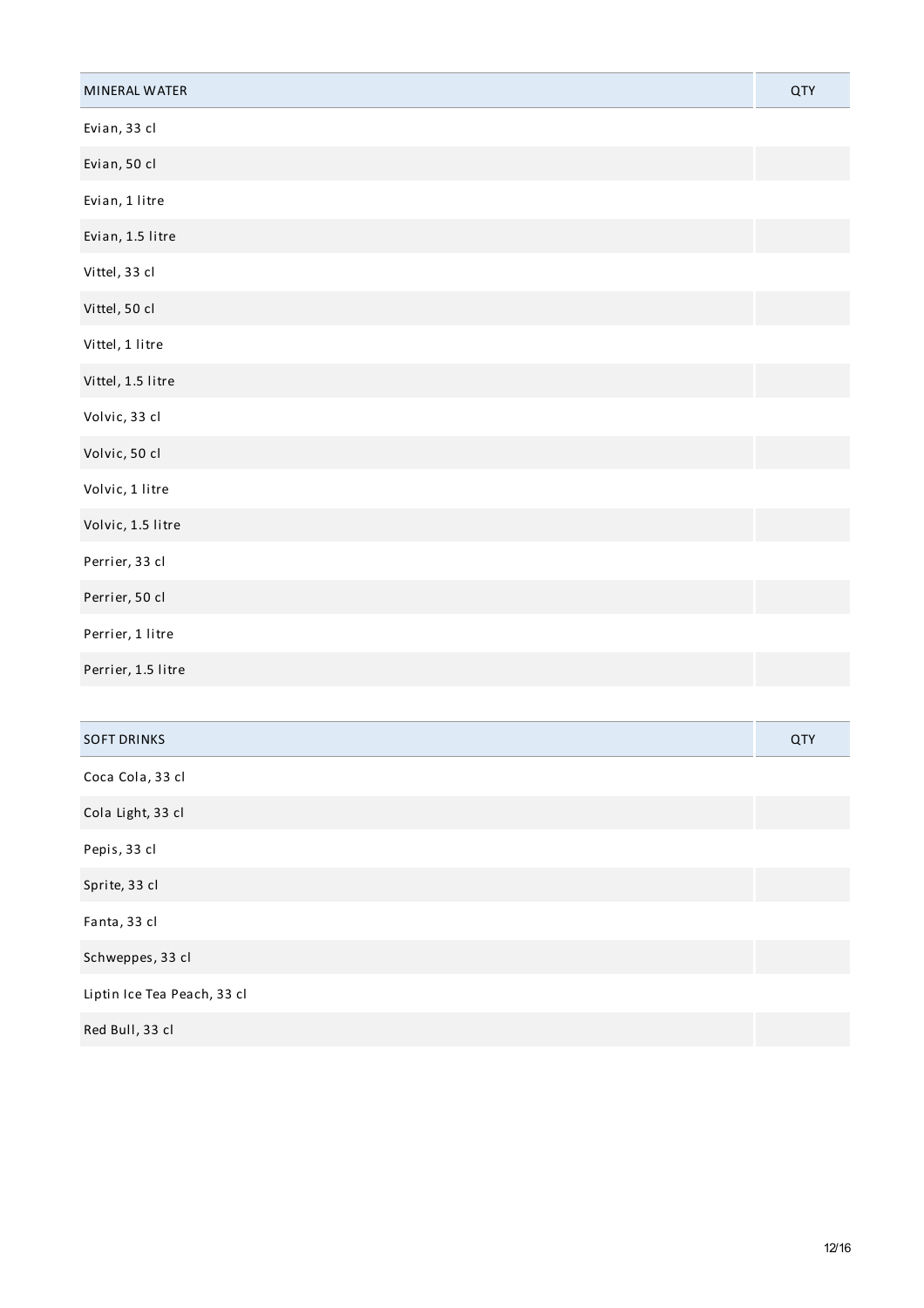| MINERAL WATER | QTY |
|---|---|
| Evian, 33 cl | |
| Evian, 50 cl | |
| Evian, 1 litre | |
| Evian, 1.5 litre | |
| Vittel, 33 cl | |
| Vittel, 50 cl | |
| Vittel, 1 litre | |
| Vittel, 1.5 litre | |
| Volvic, 33 cl | |
| Volvic, 50 cl | |
| Volvic, 1 litre | |
| Volvic, 1.5 litre | |
| Perrier, 33 cl | |
| Perrier, 50 cl | |
| Perrier, 1 litre | |
| Perrier, 1.5 litre | |

| SOFT DRINKS | QTY |
|---|---|
| Coca Cola, 33 cl | |
| Cola Light, 33 cl | |
| Pepis, 33 cl | |
| Sprite, 33 cl | |
| Fanta, 33 cl | |
| Schweppes, 33 cl | |
| Liptin Ice Tea Peach, 33 cl | |
| Red Bull, 33 cl | |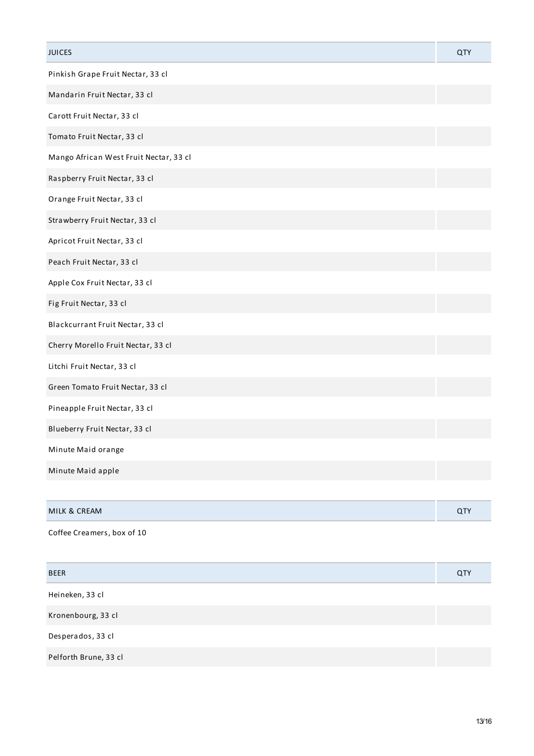| JUICES | QTY |
|---|---|
| Pinkish Grape Fruit Nectar, 33 cl | |
| Mandarin Fruit Nectar, 33 cl | |
| Carott Fruit Nectar, 33 cl | |
| Tomato Fruit Nectar, 33 cl | |
| Mango African West Fruit Nectar, 33 cl | |
| Raspberry Fruit Nectar, 33 cl | |
| Orange Fruit Nectar, 33 cl | |
| Strawberry Fruit Nectar, 33 cl | |
| Apricot Fruit Nectar, 33 cl | |
| Peach Fruit Nectar, 33 cl | |
| Apple Cox Fruit Nectar, 33 cl | |
| Fig Fruit Nectar, 33 cl | |
| Blackcurrant Fruit Nectar, 33 cl | |
| Cherry Morello Fruit Nectar, 33 cl | |
| Litchi Fruit Nectar, 33 cl | |
| Green Tomato Fruit Nectar, 33 cl | |
| Pineapple Fruit Nectar, 33 cl | |
| Blueberry Fruit Nectar, 33 cl | |
| Minute Maid orange | |
| Minute Maid apple | |

| MILK & CREAM | QTY |
|---|---|
| Coffee Creamers, box of 10 | |

| BEER | QTY |
|---|---|
| Heineken, 33 cl | |
| Kronenbourg, 33 cl | |
| Desperados, 33 cl | |
| Pelforth Brune, 33 cl | |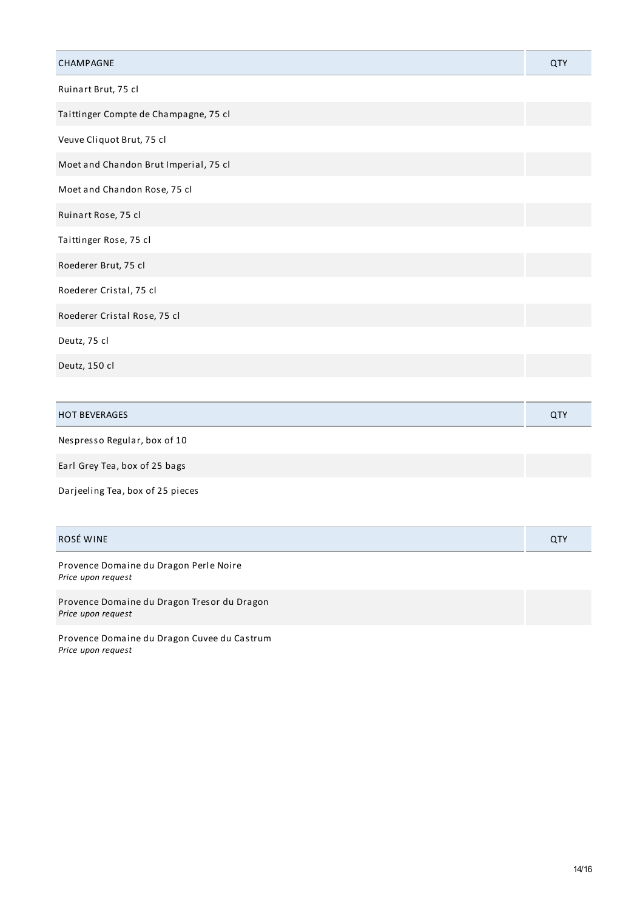| CHAMPAGNE | QTY |
| --- | --- |
| Ruinart Brut, 75 cl | |
| Taittinger Compte de Champagne, 75 cl | |
| Veuve Cliquot Brut, 75 cl | |
| Moet and Chandon Brut Imperial, 75 cl | |
| Moet and Chandon Rose, 75 cl | |
| Ruinart Rose, 75 cl | |
| Taittinger Rose, 75 cl | |
| Roederer Brut, 75 cl | |
| Roederer Cristal, 75 cl | |
| Roederer Cristal Rose, 75 cl | |
| Deutz, 75 cl | |
| Deutz, 150 cl | |

| HOT BEVERAGES | QTY |
| --- | --- |
| Nespresso Regular, box of 10 | |
| Earl Grey Tea, box of 25 bags | |
| Darjeeling Tea, box of 25 pieces | |

| ROSÉ WINE | QTY |
| --- | --- |
| Provence Domaine du Dragon Perle Noire<br>*Price upon request* | |
| Provence Domaine du Dragon Tresor du Dragon<br>*Price upon request* | |
| Provence Domaine du Dragon Cuvee du Castrum<br>*Price upon request* | |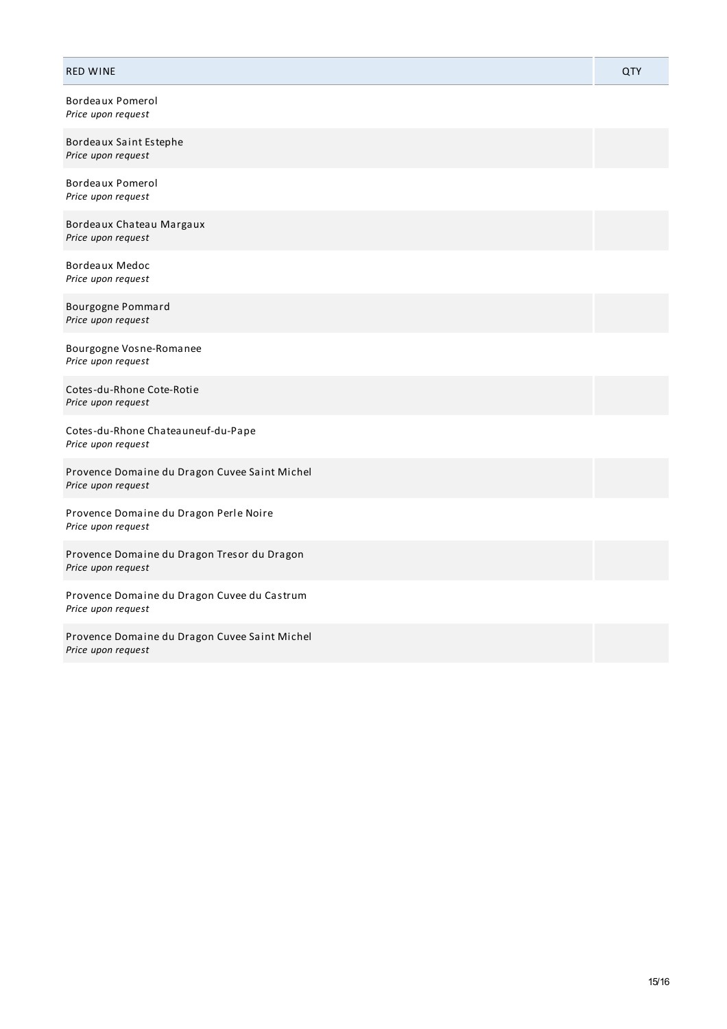| RED WINE | QTY |
| --- | --- |
| Bordeaux Pomerol<br>*Price upon request* | |
| Bordeaux Saint Estephe<br>*Price upon request* | |
| Bordeaux Pomerol<br>*Price upon request* | |
| Bordeaux Chateau Margaux<br>*Price upon request* | |
| Bordeaux Medoc<br>*Price upon request* | |
| Bourgogne Pommard<br>*Price upon request* | |
| Bourgogne Vosne-Romanee<br>*Price upon request* | |
| Cotes-du-Rhone Cote-Rotie<br>*Price upon request* | |
| Cotes-du-Rhone Chateauneuf-du-Pape<br>*Price upon request* | |
| Provence Domaine du Dragon Cuvee Saint Michel<br>*Price upon request* | |
| Provence Domaine du Dragon Perle Noire<br>*Price upon request* | |
| Provence Domaine du Dragon Tresor du Dragon<br>*Price upon request* | |
| Provence Domaine du Dragon Cuvee du Castrum<br>*Price upon request* | |
| Provence Domaine du Dragon Cuvee Saint Michel<br>*Price upon request* | |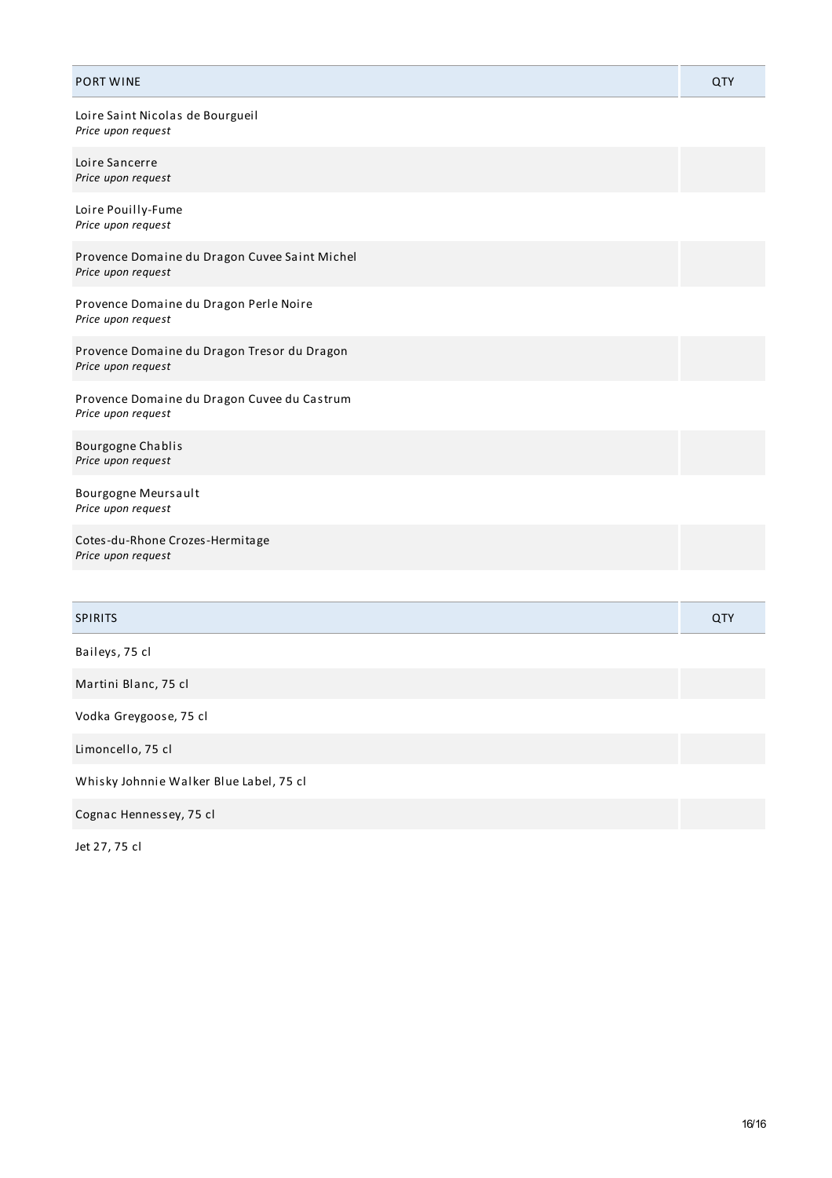| PORT WINE | QTY |
| --- | --- |
| Loire Saint Nicolas de Bourgueil<br>*Price upon request* | |
| Loire Sancerre<br>*Price upon request* | |
| Loire Pouilly-Fume<br>*Price upon request* | |
| Provence Domaine du Dragon Cuvee Saint Michel<br>*Price upon request* | |
| Provence Domaine du Dragon Perle Noire<br>*Price upon request* | |
| Provence Domaine du Dragon Tresor du Dragon<br>*Price upon request* | |
| Provence Domaine du Dragon Cuvee du Castrum<br>*Price upon request* | |
| Bourgogne Chablis<br>*Price upon request* | |
| Bourgogne Meursault<br>*Price upon request* | |
| Cotes-du-Rhone Crozes-Hermitage<br>*Price upon request* | |

| SPIRITS | QTY |
| --- | --- |
| Baileys, 75 cl | |
| Martini Blanc, 75 cl | |
| Vodka Greygoose, 75 cl | |
| Limoncello, 75 cl | |
| Whisky Johnnie Walker Blue Label, 75 cl | |
| Cognac Hennessey, 75 cl | |
| Jet 27, 75 cl | |